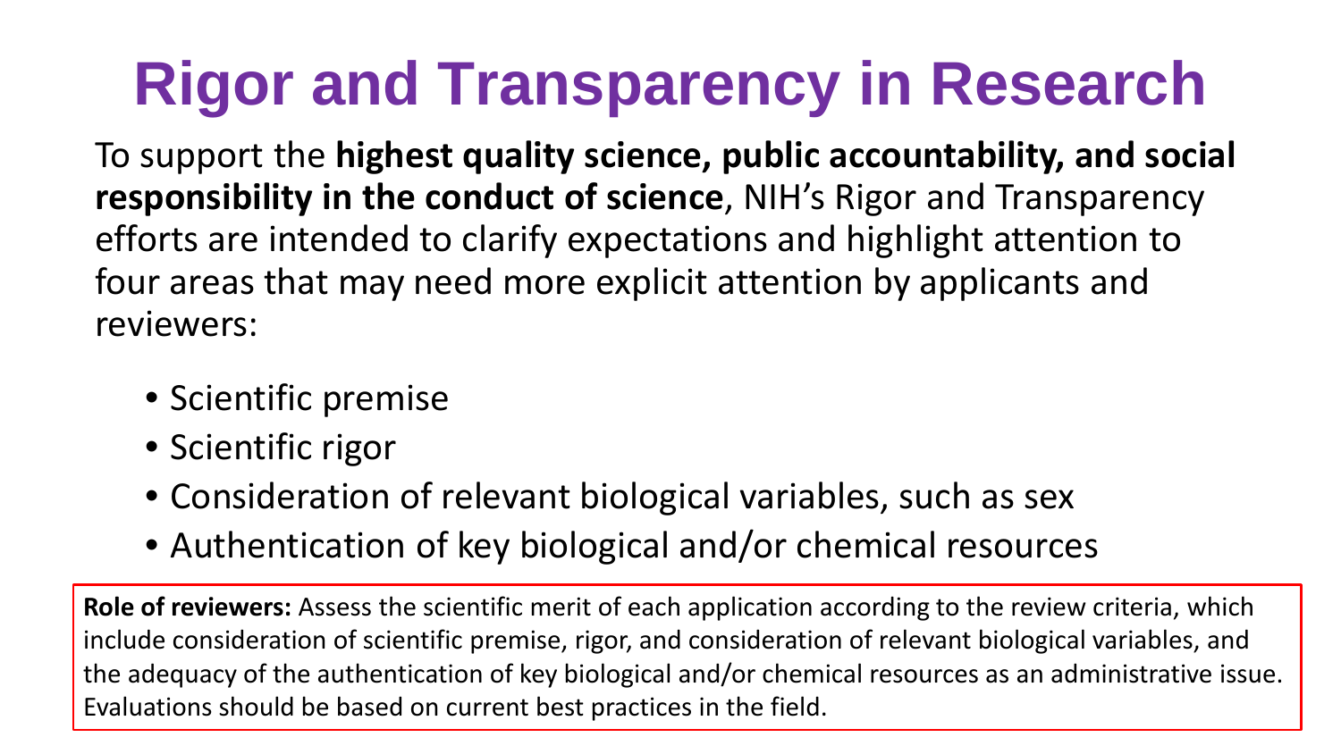# Rigor and Transparency in Research

To support the **highest quality science, public accountability, and social responsibility in the conduct of science**, NIH's Rigor and Transparency efforts are intended to clarify expectations and highlight attention to four areas that may need more explicit attention by applicants and reviewers:

- Scientific premise
- Scientific rigor
- Consideration of relevant biological variables, such as sex
- Authentication of key biological and/or chemical resources

**Role of reviewers:** Assess the scientific merit of each application according to the review criteria, which include consideration of scientific premise, rigor, and consideration of relevant biological variables, and the adequacy of the authentication of key biological and/or chemical resources as an administrative issue. Evaluations should be based on current best practices in the field.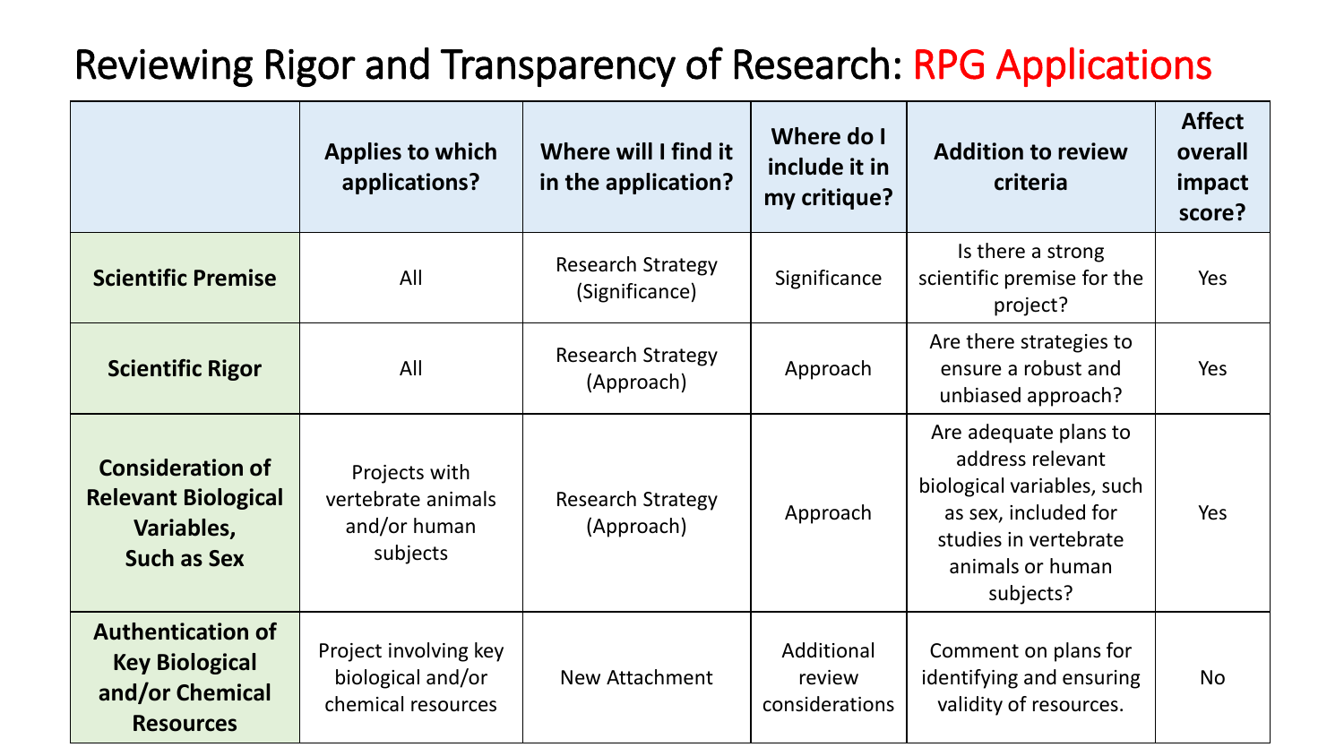# Reviewing Rigor and Transparency of Research: RPG Applications

| | Applies to which applications? | Where will I find it in the application? | Where do I include it in my critique? | Addition to review criteria | Affect overall impact score? |
|---|---|---|---|---|---|
| **Scientific Premise** | All | Research Strategy (Significance) | Significance | Is there a strong scientific premise for the project? | Yes |
| **Scientific Rigor** | All | Research Strategy (Approach) | Approach | Are there strategies to ensure a robust and unbiased approach? | Yes |
| **Consideration of Relevant Biological Variables, Such as Sex** | Projects with vertebrate animals and/or human subjects | Research Strategy (Approach) | Approach | Are adequate plans to address relevant biological variables, such as sex, included for studies in vertebrate animals or human subjects? | Yes |
| **Authentication of Key Biological and/or Chemical Resources** | Project involving key biological and/or chemical resources | New Attachment | Additional review considerations | Comment on plans for identifying and ensuring validity of resources. | No |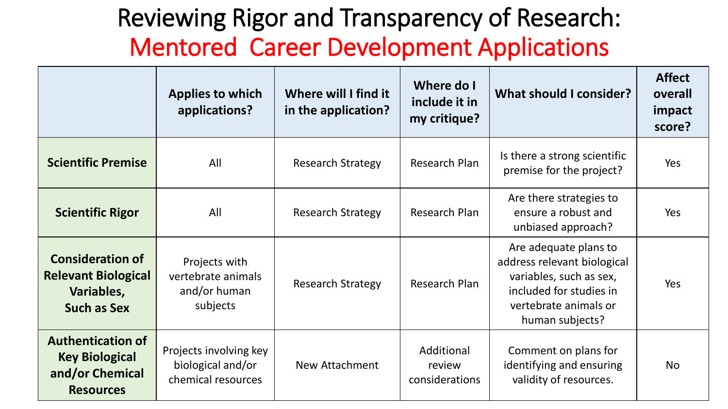# Reviewing Rigor and Transparency of Research: Mentored Career Development Applications

| | Applies to which applications? | Where will I find it in the application? | Where do I include it in my critique? | What should I consider? | Affect overall impact score? |
|---|---|---|---|---|---|
| **Scientific Premise** | All | Research Strategy | Research Plan | Is there a strong scientific premise for the project? | Yes |
| **Scientific Rigor** | All | Research Strategy | Research Plan | Are there strategies to ensure a robust and unbiased approach? | Yes |
| **Consideration of Relevant Biological Variables, Such as Sex** | Projects with vertebrate animals and/or human subjects | Research Strategy | Research Plan | Are adequate plans to address relevant biological variables, such as sex, included for studies in vertebrate animals or human subjects? | Yes |
| **Authentication of Key Biological and/or Chemical Resources** | Projects involving key biological and/or chemical resources | New Attachment | Additional review considerations | Comment on plans for identifying and ensuring validity of resources. | No |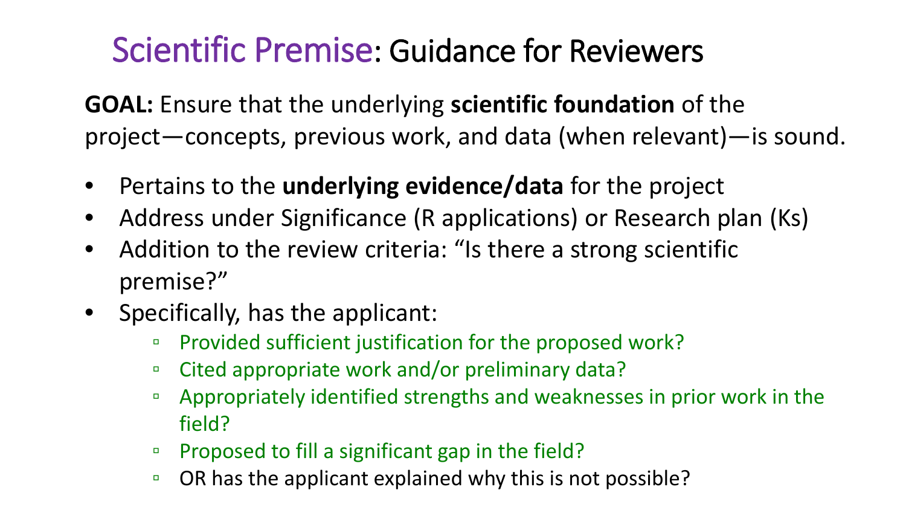# Scientific Premise: Guidance for Reviewers

**GOAL:** Ensure that the underlying **scientific foundation** of the project—concepts, previous work, and data (when relevant)—is sound.

- Pertains to the **underlying evidence/data** for the project
- Address under Significance (R applications) or Research plan (Ks)
- Addition to the review criteria: “Is there a strong scientific premise?”
- Specifically, has the applicant:
  - Provided sufficient justification for the proposed work?
  - Cited appropriate work and/or preliminary data?
  - Appropriately identified strengths and weaknesses in prior work in the field?
  - Proposed to fill a significant gap in the field?
  - OR has the applicant explained why this is not possible?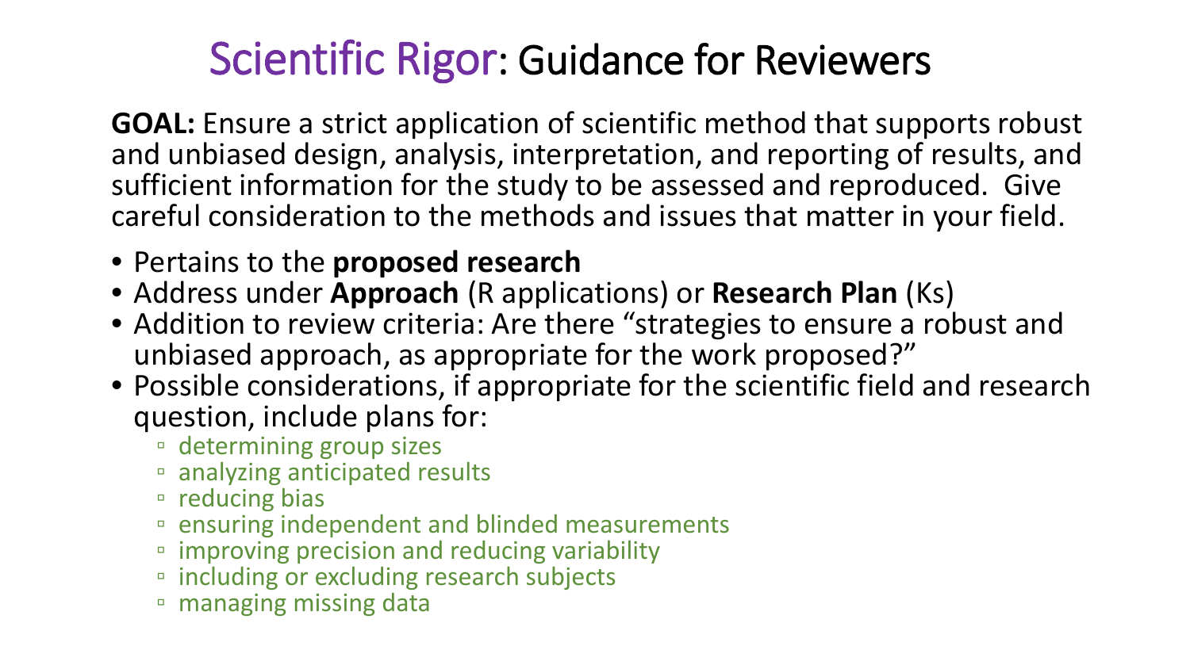# Scientific Rigor: Guidance for Reviewers

**GOAL:** Ensure a strict application of scientific method that supports robust and unbiased design, analysis, interpretation, and reporting of results, and sufficient information for the study to be assessed and reproduced. Give careful consideration to the methods and issues that matter in your field.

- Pertains to the **proposed research**
- Address under **Approach** (R applications) or **Research Plan** (Ks)
- Addition to review criteria: Are there "strategies to ensure a robust and unbiased approach, as appropriate for the work proposed?"
- Possible considerations, if appropriate for the scientific field and research question, include plans for:
  - determining group sizes
  - analyzing anticipated results
  - reducing bias
  - ensuring independent and blinded measurements
  - improving precision and reducing variability
  - including or excluding research subjects
  - managing missing data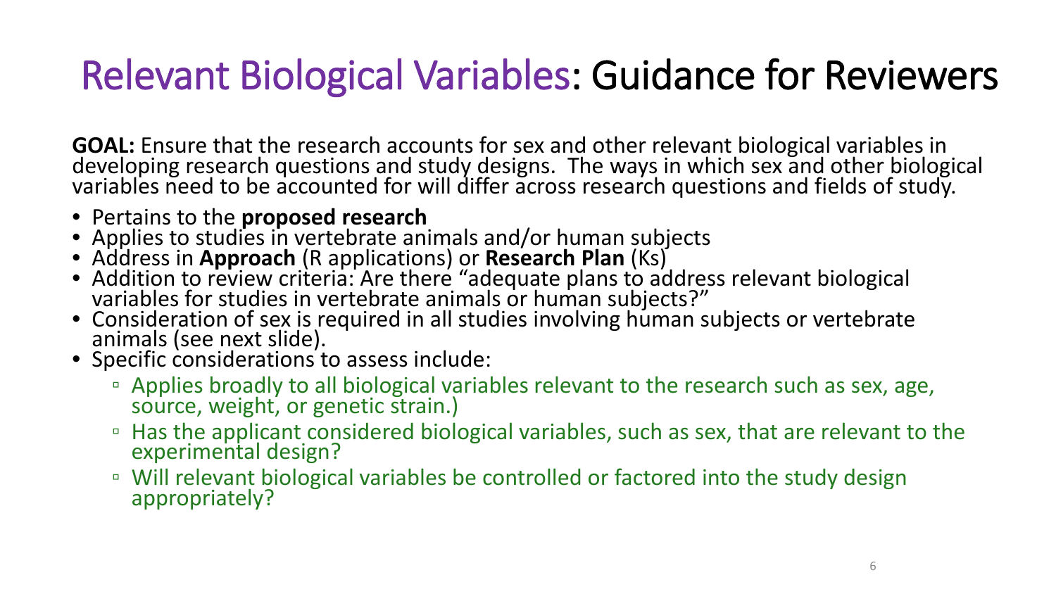# Relevant Biological Variables: Guidance for Reviewers

**GOAL:** Ensure that the research accounts for sex and other relevant biological variables in developing research questions and study designs. The ways in which sex and other biological variables need to be accounted for will differ across research questions and fields of study.

- Pertains to the **proposed research**
- Applies to studies in vertebrate animals and/or human subjects
- Address in **Approach** (R applications) or **Research Plan** (Ks)
- Addition to review criteria: Are there "adequate plans to address relevant biological variables for studies in vertebrate animals or human subjects?"
- Consideration of sex is required in all studies involving human subjects or vertebrate animals (see next slide).
- Specific considerations to assess include:
  - Applies broadly to all biological variables relevant to the research such as sex, age, source, weight, or genetic strain.)
  - Has the applicant considered biological variables, such as sex, that are relevant to the experimental design?
  - Will relevant biological variables be controlled or factored into the study design appropriately?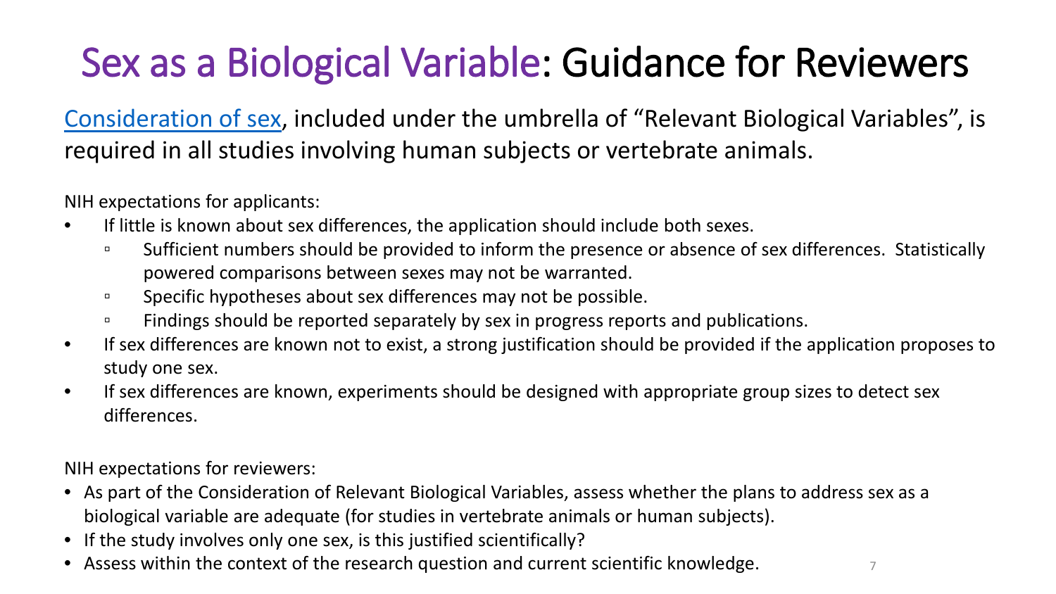# Sex as a Biological Variable: Guidance for Reviewers

Consideration of sex, included under the umbrella of "Relevant Biological Variables", is required in all studies involving human subjects or vertebrate animals.

NIH expectations for applicants:

- If little is known about sex differences, the application should include both sexes.
  - Sufficient numbers should be provided to inform the presence or absence of sex differences. Statistically powered comparisons between sexes may not be warranted.
  - Specific hypotheses about sex differences may not be possible.
  - Findings should be reported separately by sex in progress reports and publications.
- If sex differences are known not to exist, a strong justification should be provided if the application proposes to study one sex.
- If sex differences are known, experiments should be designed with appropriate group sizes to detect sex differences.

NIH expectations for reviewers:

- As part of the Consideration of Relevant Biological Variables, assess whether the plans to address sex as a biological variable are adequate (for studies in vertebrate animals or human subjects).
- If the study involves only one sex, is this justified scientifically?
- Assess within the context of the research question and current scientific knowledge.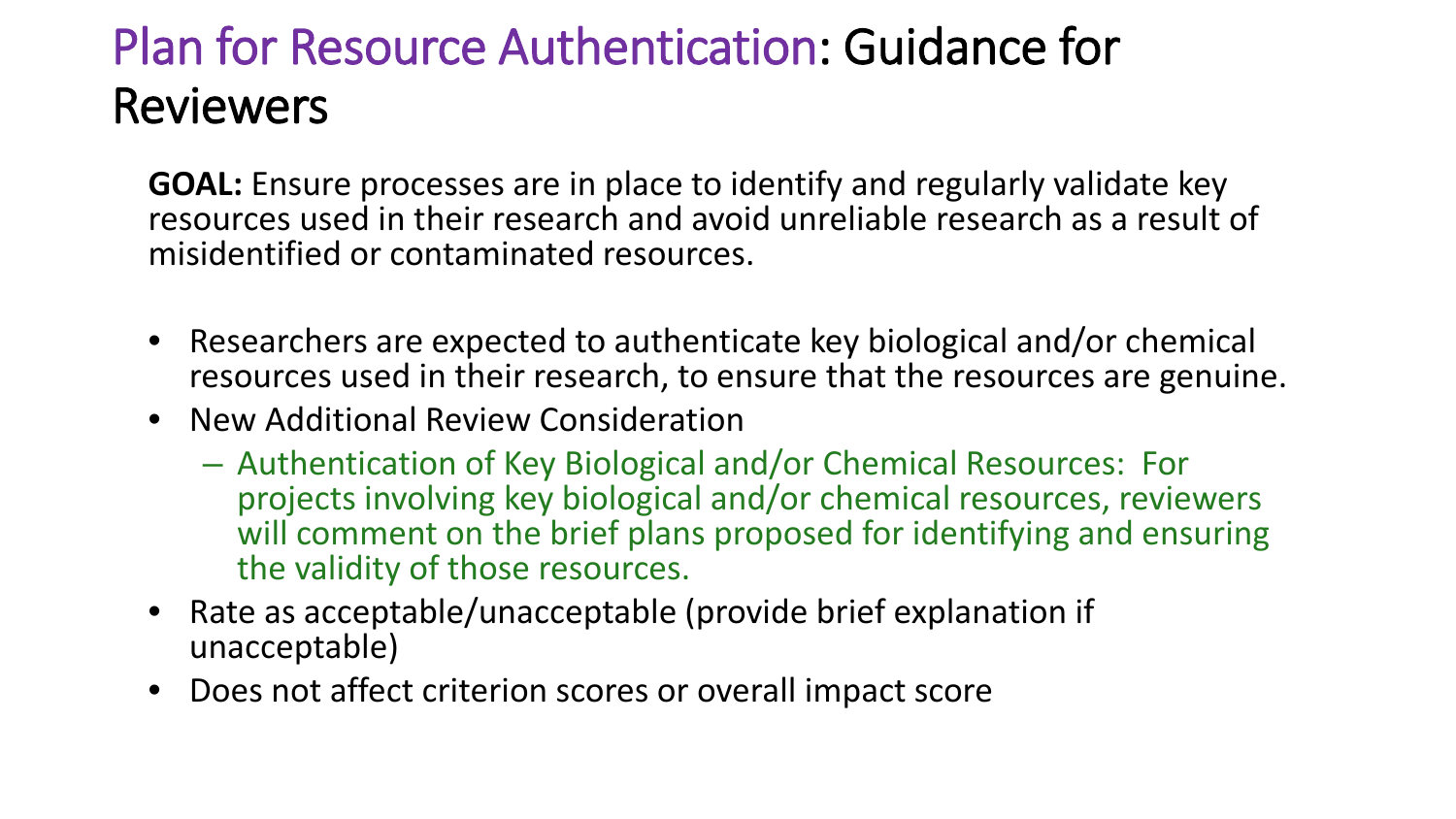# Plan for Resource Authentication: Guidance for Reviewers

**GOAL:** Ensure processes are in place to identify and regularly validate key resources used in their research and avoid unreliable research as a result of misidentified or contaminated resources.

- Researchers are expected to authenticate key biological and/or chemical resources used in their research, to ensure that the resources are genuine.
- New Additional Review Consideration
  - Authentication of Key Biological and/or Chemical Resources: For projects involving key biological and/or chemical resources, reviewers will comment on the brief plans proposed for identifying and ensuring the validity of those resources.
- Rate as acceptable/unacceptable (provide brief explanation if unacceptable)
- Does not affect criterion scores or overall impact score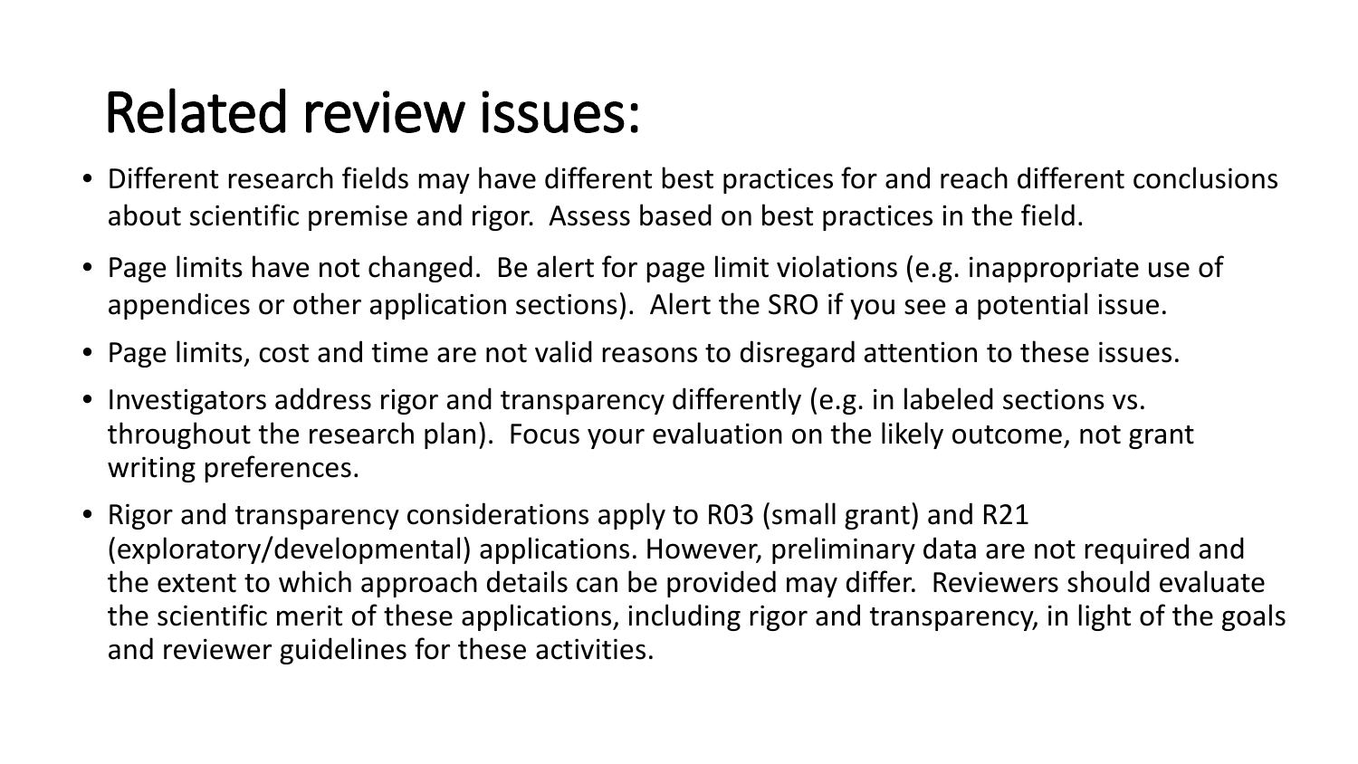# Related review issues:

- Different research fields may have different best practices for and reach different conclusions about scientific premise and rigor. Assess based on best practices in the field.
- Page limits have not changed. Be alert for page limit violations (e.g. inappropriate use of appendices or other application sections). Alert the SRO if you see a potential issue.
- Page limits, cost and time are not valid reasons to disregard attention to these issues.
- Investigators address rigor and transparency differently (e.g. in labeled sections vs. throughout the research plan). Focus your evaluation on the likely outcome, not grant writing preferences.
- Rigor and transparency considerations apply to R03 (small grant) and R21 (exploratory/developmental) applications. However, preliminary data are not required and the extent to which approach details can be provided may differ. Reviewers should evaluate the scientific merit of these applications, including rigor and transparency, in light of the goals and reviewer guidelines for these activities.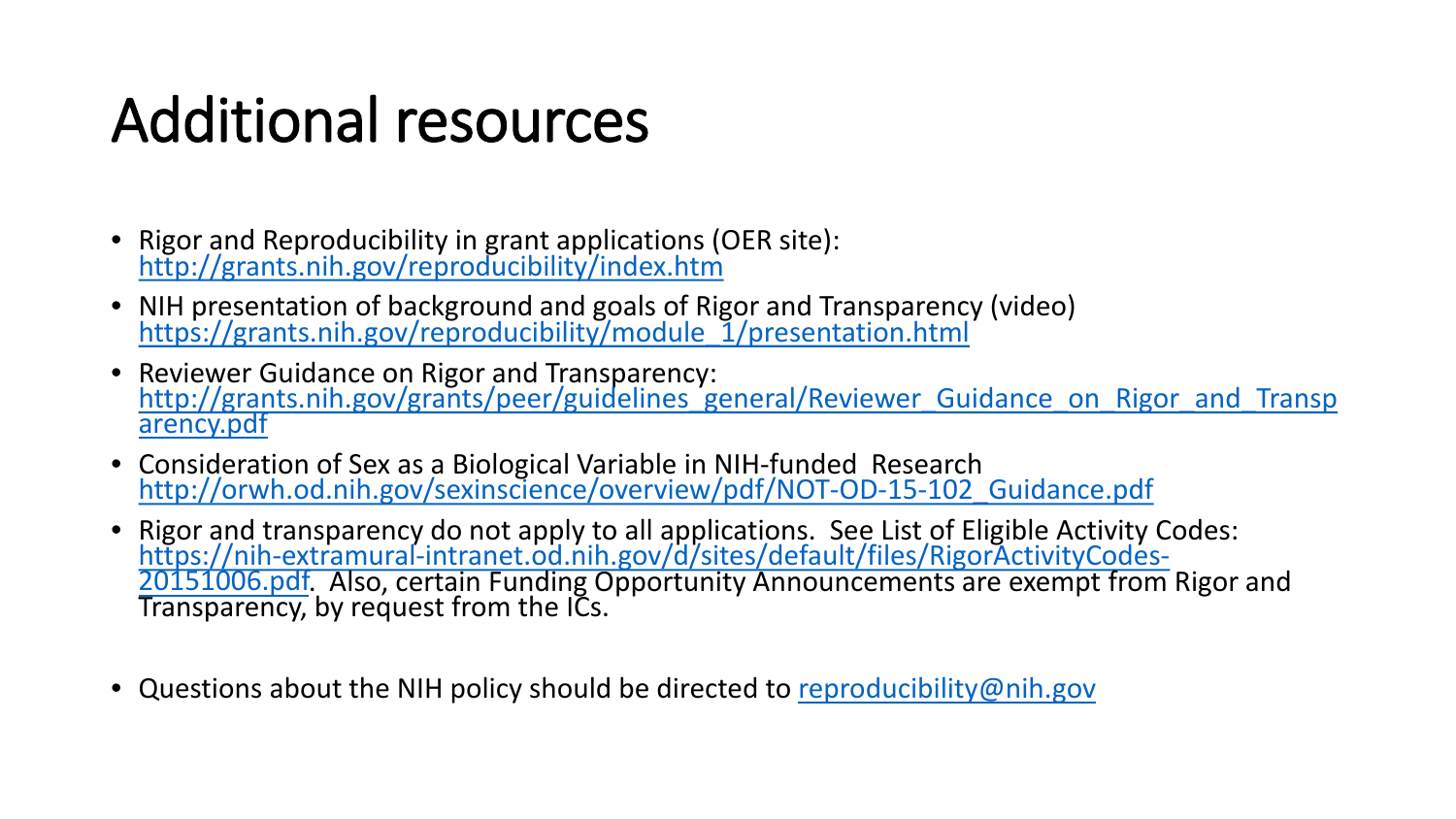# Additional resources

- Rigor and Reproducibility in grant applications (OER site): http://grants.nih.gov/reproducibility/index.htm
- NIH presentation of background and goals of Rigor and Transparency (video) https://grants.nih.gov/reproducibility/module_1/presentation.html
- Reviewer Guidance on Rigor and Transparency: http://grants.nih.gov/grants/peer/guidelines_general/Reviewer_Guidance_on_Rigor_and_Transparency.pdf
- Consideration of Sex as a Biological Variable in NIH-funded Research http://orwh.od.nih.gov/sexinscience/overview/pdf/NOT-OD-15-102_Guidance.pdf
- Rigor and transparency do not apply to all applications. See List of Eligible Activity Codes: https://nih-extramural-intranet.od.nih.gov/d/sites/default/files/RigorActivityCodes-20151006.pdf. Also, certain Funding Opportunity Announcements are exempt from Rigor and Transparency, by request from the ICs.
- Questions about the NIH policy should be directed to reproducibility@nih.gov